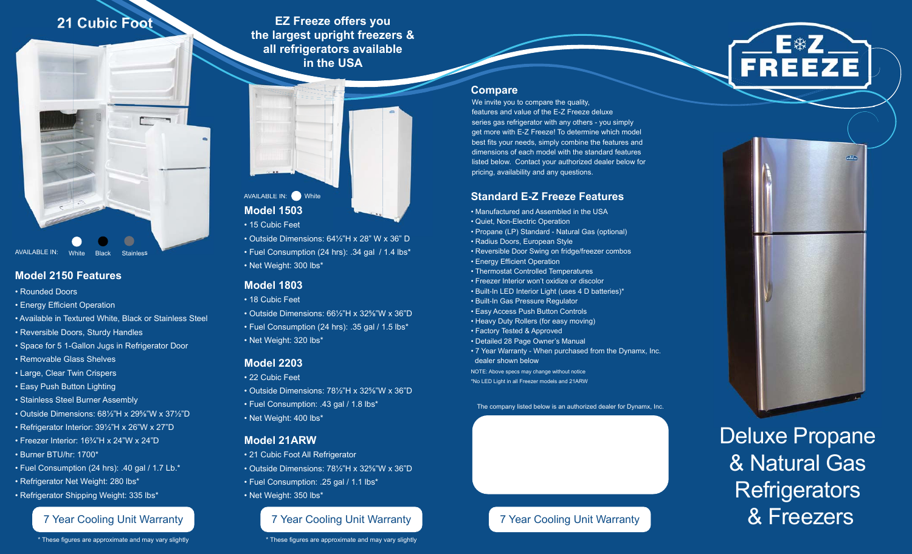## 21 Cubic Foot

AVAILABLE IN: White Black Stainless

### Model 2150 Features

- Rounded Doors
- Energy Efficient Operation
- Available in Textured White, Black or Stainless Steel
- Reversible Doors, Sturdy Handles
- Space for 5 1-Gallon Jugs in Refrigerator Door
- Removable Glass Shelves
- Large, Clear Twin Crispers
- Easy Push Button Lighting
- Stainless Steel Burner Assembly
- Outside Dimensions: 68½"H x 29⅝"W x 37½"D
- Refrigerator Interior: 39½"H x 26"W x 27"D
- Freezer Interior: 16¾"H x 24"W x 24"D
- Burner BTU/hr: 1700*
- Fuel Consumption (24 hrs): .40 gal / 1.7 Lb.*
- Refrigerator Net Weight: 280 lbs*
- Refrigerator Shipping Weight: 335 lbs*

7 Year Cooling Unit Warranty

\* These figures are approximate and may vary slightly

## EZ Freeze offers you the largest upright freezers & all refrigerators available in the USA

AVAILABLE IN: White

### Model 1503

- 15 Cubic Feet
- Outside Dimensions: 64½"H x 28" W x 36" D
- Fuel Consumption (24 hrs): .34 gal / 1.4 lbs*
- Net Weight: 300 lbs*

### Model 1803

- 18 Cubic Feet
- Outside Dimensions: 66½"H x 32⅝"W x 36"D
- Fuel Consumption (24 hrs): .35 gal / 1.5 lbs*
- Net Weight: 320 lbs*

### Model 2203

- 22 Cubic Feet
- Outside Dimensions: 78½"H x 32⅝"W x 36"D
- Fuel Consumption: .43 gal / 1.8 lbs*
- Net Weight: 400 lbs*

### Model 21ARW

- 21 Cubic Foot All Refrigerator
- Outside Dimensions: 78½"H x 32⅝"W x 36"D
- Fuel Consumption: .25 gal / 1.1 lbs*
- Net Weight: 350 lbs*

7 Year Cooling Unit Warranty

\* These figures are approximate and may vary slightly

### Compare

We invite you to compare the quality, features and value of the E-Z Freeze deluxe series gas refrigerator with any others - you simply get more with E-Z Freeze! To determine which model best fits your needs, simply combine the features and dimensions of each model with the standard features listed below. Contact your authorized dealer below for pricing, availability and any questions.

### Standard E-Z Freeze Features

- Manufactured and Assembled in the USA
- Quiet, Non-Electric Operation
- Propane (LP) Standard - Natural Gas (optional)
- Radius Doors, European Style
- Reversible Door Swing on fridge/freezer combos
- Energy Efficient Operation
- Thermostat Controlled Temperatures
- Freezer Interior won't oxidize or discolor
- Built-In LED Interior Light (uses 4 D batteries)*
- Built-In Gas Pressure Regulator
- Easy Access Push Button Controls
- Heavy Duty Rollers (for easy moving)
- Factory Tested & Approved
- Detailed 28 Page Owner's Manual
- 7 Year Warranty - When purchased from the Dynamx, Inc. dealer shown below

NOTE: Above specs may change without notice

\*No LED Light in all Freezer models and 21ARW

The company listed below is an authorized dealer for Dynamx, Inc.

7 Year Cooling Unit Warranty

# E-Z FREEZE

# Deluxe Propane & Natural Gas Refrigerators & Freezers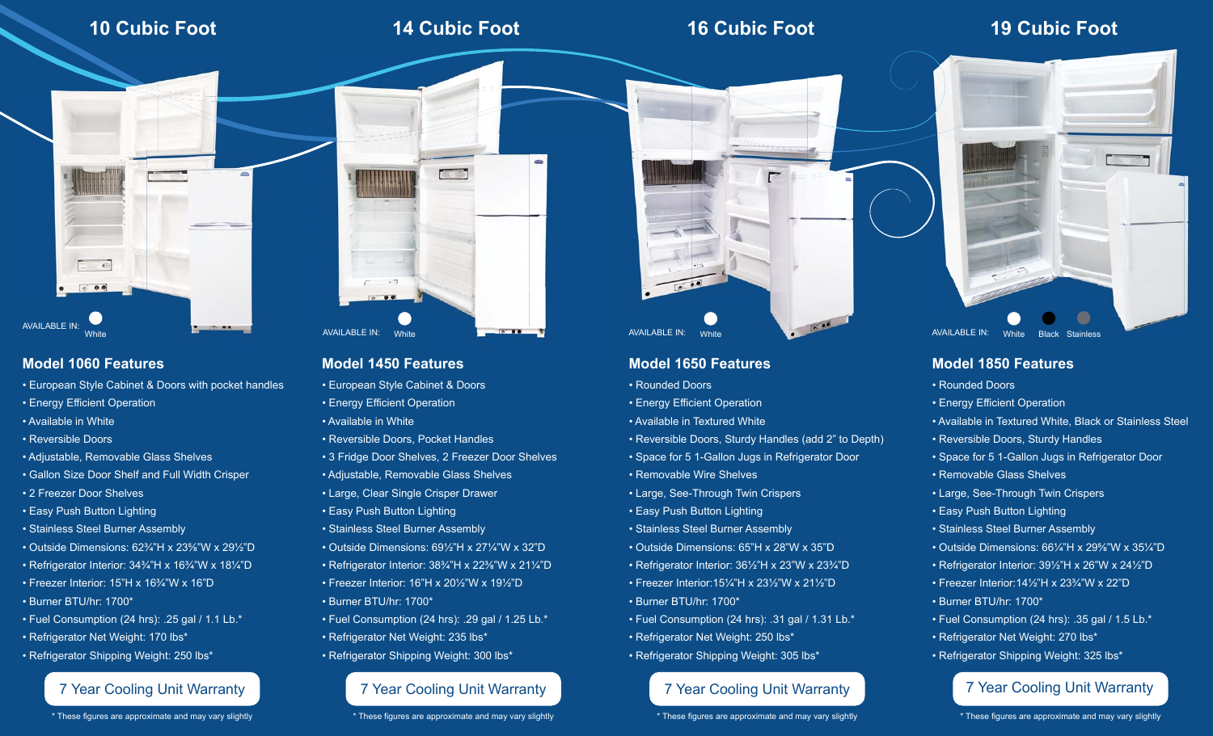## 10 Cubic Foot

AVAILABLE IN: White

### Model 1060 Features

- European Style Cabinet & Doors with pocket handles
- Energy Efficient Operation
- Available in White
- Reversible Doors
- Adjustable, Removable Glass Shelves
- Gallon Size Door Shelf and Full Width Crisper
- 2 Freezer Door Shelves
- Easy Push Button Lighting
- Stainless Steel Burner Assembly
- Outside Dimensions: 62¾"H x 23⅝"W x 29½"D
- Refrigerator Interior: 34¾"H x 16¾"W x 18¼"D
- Freezer Interior: 15"H x 16¾"W x 16"D
- Burner BTU/hr: 1700*
- Fuel Consumption (24 hrs): .25 gal / 1.1 Lb.*
- Refrigerator Net Weight: 170 lbs*
- Refrigerator Shipping Weight: 250 lbs*

7 Year Cooling Unit Warranty

* These figures are approximate and may vary slightly

## 14 Cubic Foot

AVAILABLE IN: White

### Model 1450 Features

- European Style Cabinet & Doors
- Energy Efficient Operation
- Available in White
- Reversible Doors, Pocket Handles
- 3 Fridge Door Shelves, 2 Freezer Door Shelves
- Adjustable, Removable Glass Shelves
- Large, Clear Single Crisper Drawer
- Easy Push Button Lighting
- Stainless Steel Burner Assembly
- Outside Dimensions: 69½"H x 27¼"W x 32"D
- Refrigerator Interior: 38¾"H x 22⅜"W x 21¼"D
- Freezer Interior: 16"H x 20½"W x 19½"D
- Burner BTU/hr: 1700*
- Fuel Consumption (24 hrs): .29 gal / 1.25 Lb.*
- Refrigerator Net Weight: 235 lbs*
- Refrigerator Shipping Weight: 300 lbs*

7 Year Cooling Unit Warranty

* These figures are approximate and may vary slightly

## 16 Cubic Foot

AVAILABLE IN: White

### Model 1650 Features

- Rounded Doors
- Energy Efficient Operation
- Available in Textured White
- Reversible Doors, Sturdy Handles (add 2" to Depth)
- Space for 5 1-Gallon Jugs in Refrigerator Door
- Removable Wire Shelves
- Large, See-Through Twin Crispers
- Easy Push Button Lighting
- Stainless Steel Burner Assembly
- Outside Dimensions: 65"H x 28"W x 35"D
- Refrigerator Interior: 36½"H x 23"W x 23¾"D
- Freezer Interior:15¼"H x 23½"W x 21½"D
- Burner BTU/hr: 1700*
- Fuel Consumption (24 hrs): .31 gal / 1.31 Lb.*
- Refrigerator Net Weight: 250 lbs*
- Refrigerator Shipping Weight: 305 lbs*

7 Year Cooling Unit Warranty

* These figures are approximate and may vary slightly

## 19 Cubic Foot

AVAILABLE IN: White, Black, Stainless

### Model 1850 Features

- Rounded Doors
- Energy Efficient Operation
- Available in Textured White, Black or Stainless Steel
- Reversible Doors, Sturdy Handles
- Space for 5 1-Gallon Jugs in Refrigerator Door
- Removable Glass Shelves
- Large, See-Through Twin Crispers
- Easy Push Button Lighting
- Stainless Steel Burner Assembly
- Outside Dimensions: 66¼"H x 29⅝"W x 35¼"D
- Refrigerator Interior: 39½"H x 26"W x 24½"D
- Freezer Interior:14½"H x 23¾"W x 22"D
- Burner BTU/hr: 1700*
- Fuel Consumption (24 hrs): .35 gal / 1.5 Lb.*
- Refrigerator Net Weight: 270 lbs*
- Refrigerator Shipping Weight: 325 lbs*

7 Year Cooling Unit Warranty

* These figures are approximate and may vary slightly